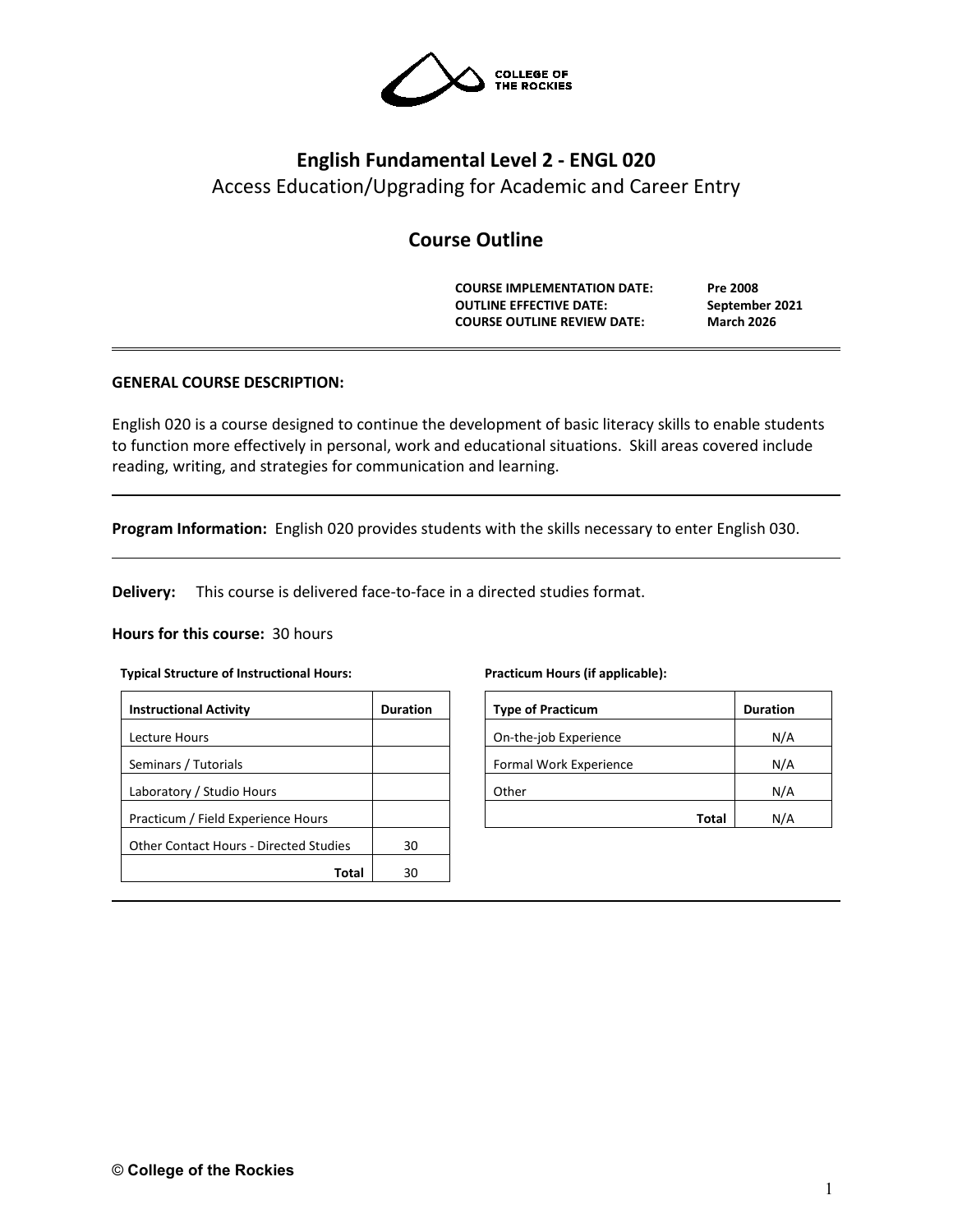# English Fundamental Level 2 - ENGL 020

Access Education/Upgrading for Academic and Career Entry

## Course Outline

| | |
|---|---|
| **COURSE IMPLEMENTATION DATE:** | **Pre 2008** |
| **OUTLINE EFFECTIVE DATE:** | **September 2021** |
| **COURSE OUTLINE REVIEW DATE:** | **March 2026** |

**GENERAL COURSE DESCRIPTION:**

English 020 is a course designed to continue the development of basic literacy skills to enable students to function more effectively in personal, work and educational situations. Skill areas covered include reading, writing, and strategies for communication and learning.

**Program Information:** English 020 provides students with the skills necessary to enter English 030.

**Delivery:** This course is delivered face-to-face in a directed studies format.

**Hours for this course:** 30 hours

**Typical Structure of Instructional Hours:**

| Instructional Activity | Duration |
|---|---|
| Lecture Hours | |
| Seminars / Tutorials | |
| Laboratory / Studio Hours | |
| Practicum / Field Experience Hours | |
| Other Contact Hours - Directed Studies | 30 |
| **Total** | 30 |

**Practicum Hours (if applicable):**

| Type of Practicum | Duration |
|---|---|
| On-the-job Experience | N/A |
| Formal Work Experience | N/A |
| Other | N/A |
| **Total** | N/A |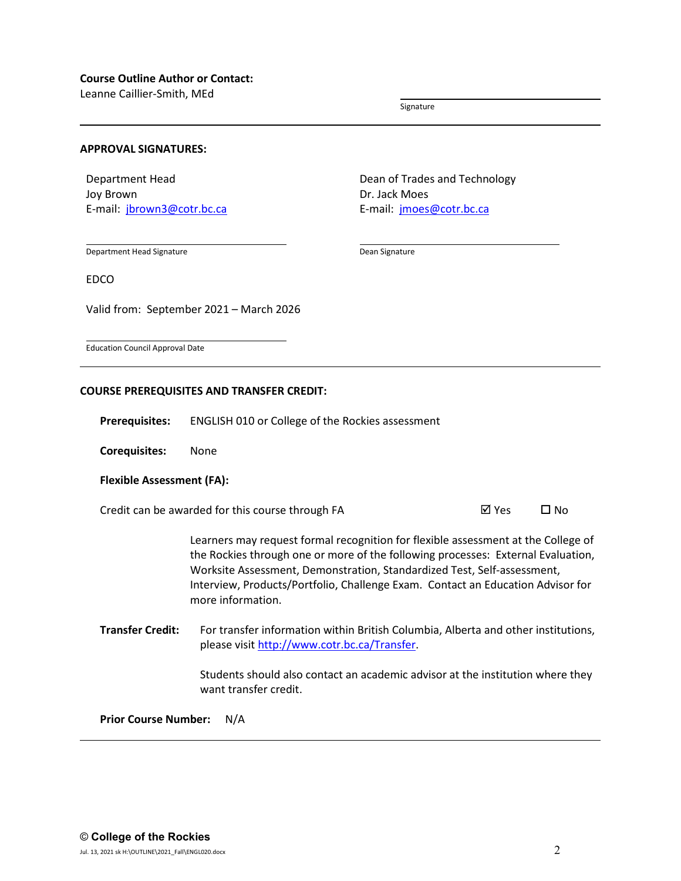**Course Outline Author or Contact:**
Leanne Caillier-Smith, MEd

Signature

---

**APPROVAL SIGNATURES:**

Department Head
Joy Brown
E-mail: jbrown3@cotr.bc.ca

Department Head Signature

Dean of Trades and Technology
Dr. Jack Moes
E-mail: jmoes@cotr.bc.ca

Dean Signature

EDCO

Valid from: September 2021 – March 2026

Education Council Approval Date

---

**COURSE PREREQUISITES AND TRANSFER CREDIT:**

**Prerequisites:** ENGLISH 010 or College of the Rockies assessment

**Corequisites:** None

**Flexible Assessment (FA):**

Credit can be awarded for this course through FA ☑ Yes ☐ No

Learners may request formal recognition for flexible assessment at the College of the Rockies through one or more of the following processes: External Evaluation, Worksite Assessment, Demonstration, Standardized Test, Self-assessment, Interview, Products/Portfolio, Challenge Exam. Contact an Education Advisor for more information.

**Transfer Credit:** For transfer information within British Columbia, Alberta and other institutions, please visit http://www.cotr.bc.ca/Transfer.

Students should also contact an academic advisor at the institution where they want transfer credit.

**Prior Course Number:** N/A

---

© **College of the Rockies**

Jul. 13, 2021 sk H:\OUTLINE\2021_Fall\ENGL020.docx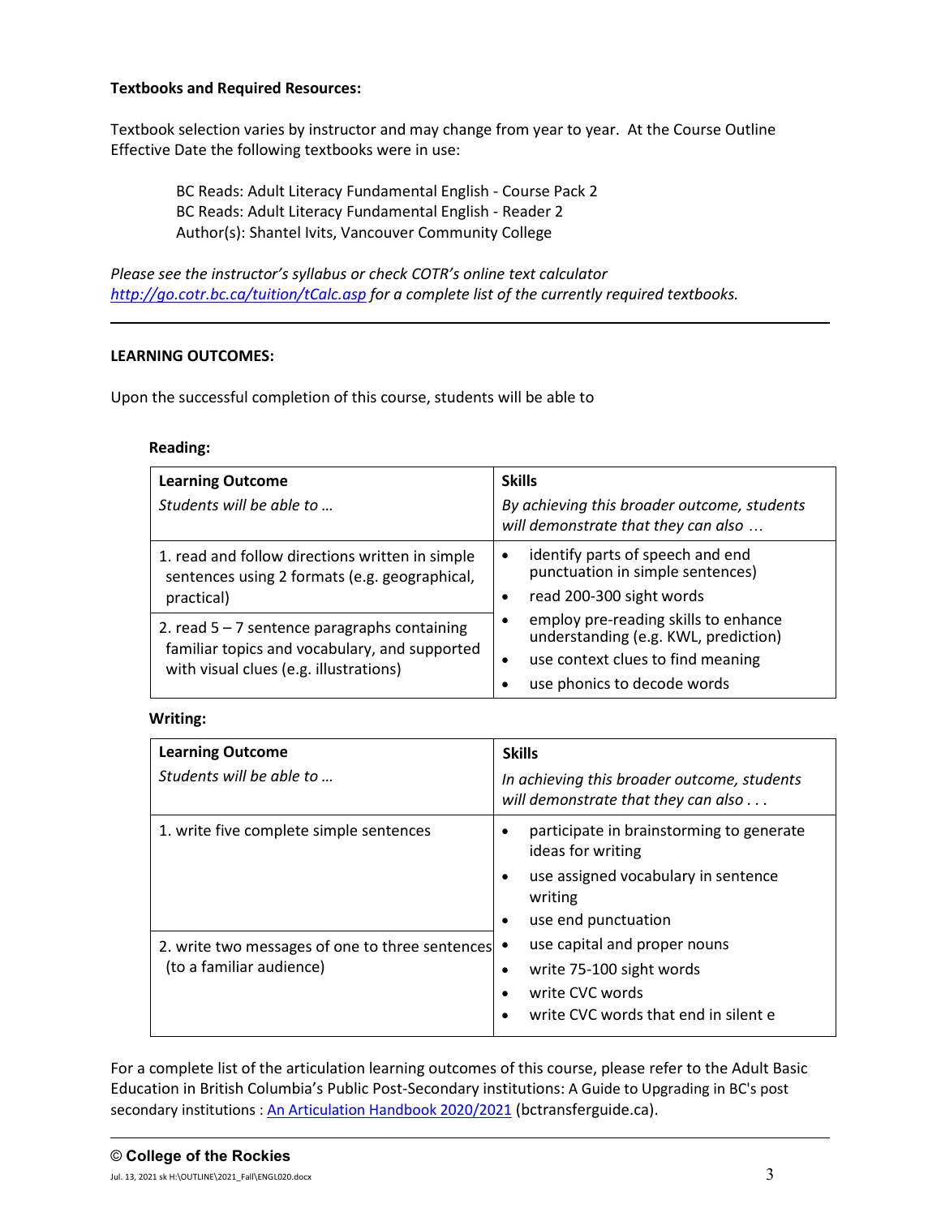**Textbooks and Required Resources:**

Textbook selection varies by instructor and may change from year to year. At the Course Outline Effective Date the following textbooks were in use:

> BC Reads: Adult Literacy Fundamental English - Course Pack 2
> BC Reads: Adult Literacy Fundamental English - Reader 2
> Author(s): Shantel Ivits, Vancouver Community College

*Please see the instructor's syllabus or check COTR's online text calculator [http://go.cotr.bc.ca/tuition/tCalc.asp](http://go.cotr.bc.ca/tuition/tCalc.asp) for a complete list of the currently required textbooks.*

---

**LEARNING OUTCOMES:**

Upon the successful completion of this course, students will be able to

**Reading:**

| **Learning Outcome**<br>*Students will be able to …* | **Skills**<br>*By achieving this broader outcome, students will demonstrate that they can also …* |
|---|---|
| 1. read and follow directions written in simple sentences using 2 formats (e.g. geographical, practical)<br>2. read 5 – 7 sentence paragraphs containing familiar topics and vocabulary, and supported with visual clues (e.g. illustrations) | • identify parts of speech and end punctuation in simple sentences)<br>• read 200-300 sight words<br>• employ pre-reading skills to enhance understanding (e.g. KWL, prediction)<br>• use context clues to find meaning<br>• use phonics to decode words |

**Writing:**

| **Learning Outcome**<br>*Students will be able to …* | **Skills**<br>*In achieving this broader outcome, students will demonstrate that they can also . . .* |
|---|---|
| 1. write five complete simple sentences<br>2. write two messages of one to three sentences (to a familiar audience) | • participate in brainstorming to generate ideas for writing<br>• use assigned vocabulary in sentence writing<br>• use end punctuation<br>• use capital and proper nouns<br>• write 75-100 sight words<br>• write CVC words<br>• write CVC words that end in silent e |

For a complete list of the articulation learning outcomes of this course, please refer to the Adult Basic Education in British Columbia's Public Post-Secondary institutions: A Guide to Upgrading in BC's post secondary institutions : [An Articulation Handbook 2020/2021](bctransferguide.ca) (bctransferguide.ca).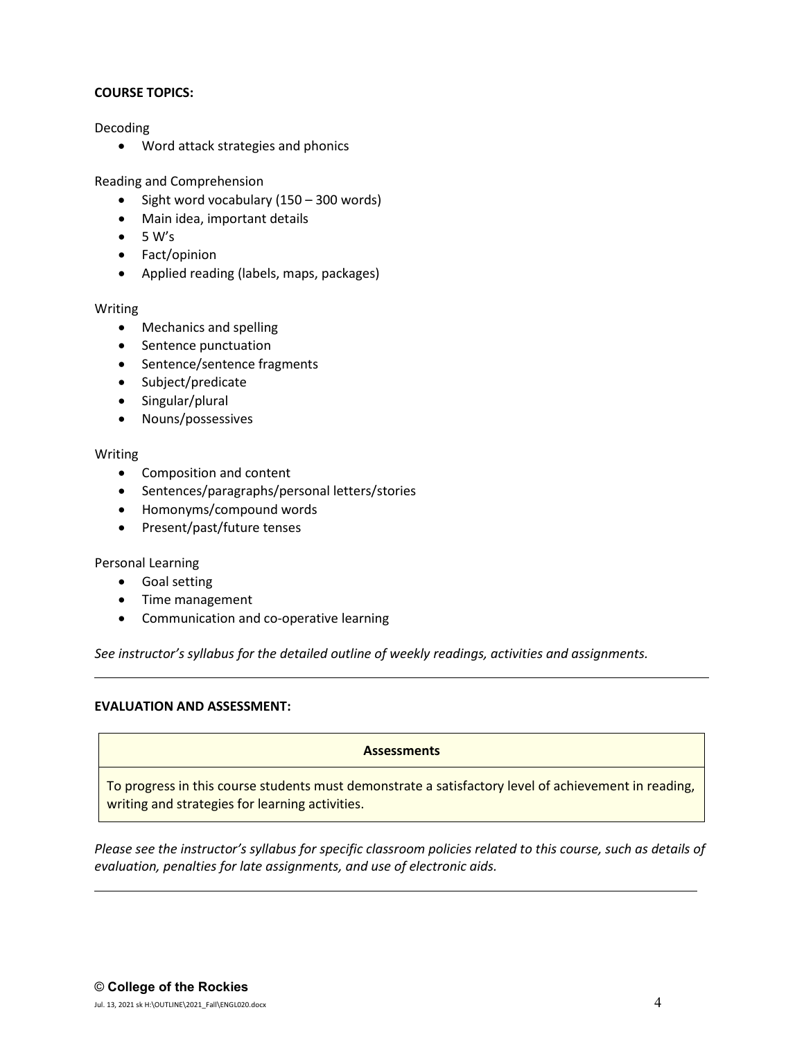**COURSE TOPICS:**

Decoding

- Word attack strategies and phonics

Reading and Comprehension

- Sight word vocabulary (150 – 300 words)
- Main idea, important details
- 5 W's
- Fact/opinion
- Applied reading (labels, maps, packages)

Writing

- Mechanics and spelling
- Sentence punctuation
- Sentence/sentence fragments
- Subject/predicate
- Singular/plural
- Nouns/possessives

Writing

- Composition and content
- Sentences/paragraphs/personal letters/stories
- Homonyms/compound words
- Present/past/future tenses

Personal Learning

- Goal setting
- Time management
- Communication and co-operative learning

*See instructor's syllabus for the detailed outline of weekly readings, activities and assignments.*

---

**EVALUATION AND ASSESSMENT:**

| **Assessments** |
|---|
| To progress in this course students must demonstrate a satisfactory level of achievement in reading, writing and strategies for learning activities. |

*Please see the instructor's syllabus for specific classroom policies related to this course, such as details of evaluation, penalties for late assignments, and use of electronic aids.*

---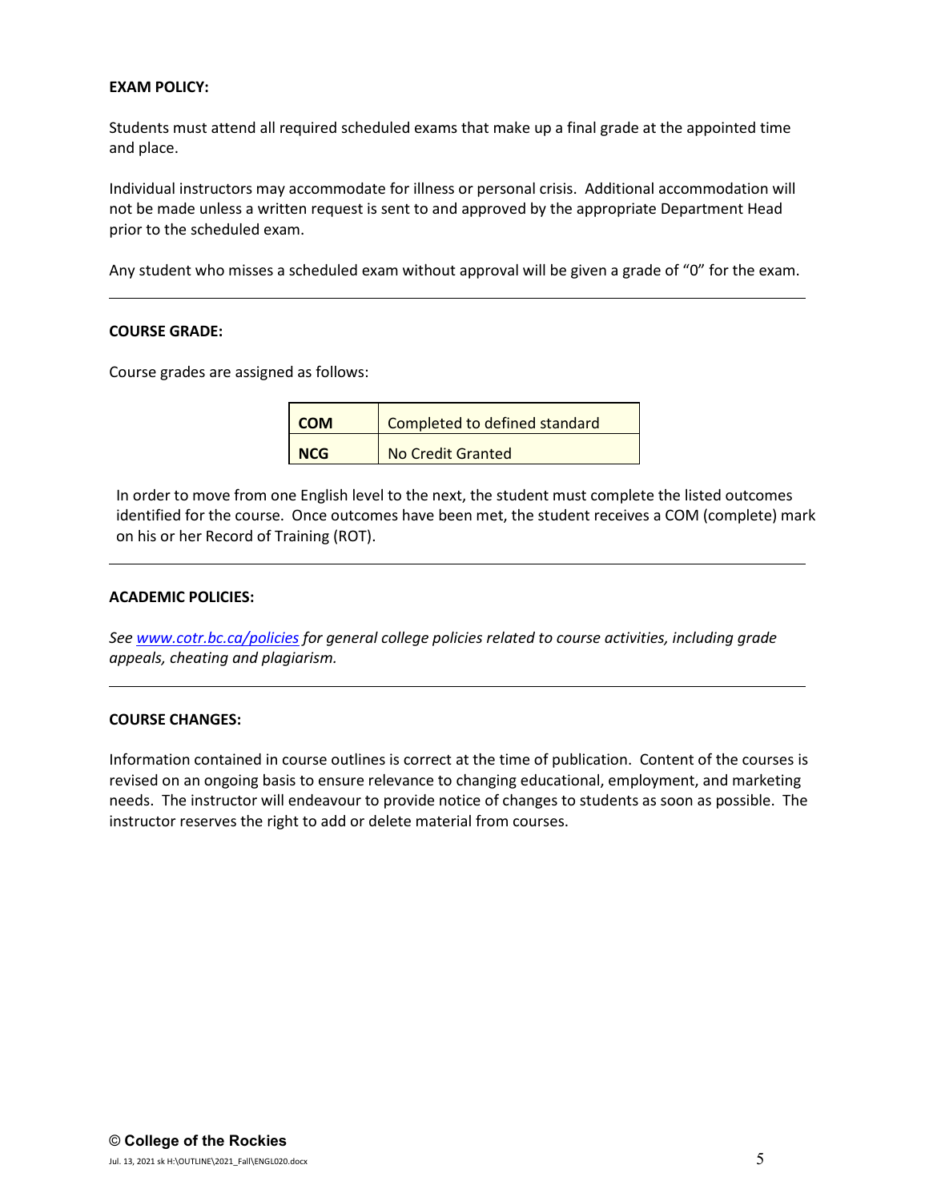**EXAM POLICY:**

Students must attend all required scheduled exams that make up a final grade at the appointed time and place.

Individual instructors may accommodate for illness or personal crisis. Additional accommodation will not be made unless a written request is sent to and approved by the appropriate Department Head prior to the scheduled exam.

Any student who misses a scheduled exam without approval will be given a grade of "0" for the exam.

---

**COURSE GRADE:**

Course grades are assigned as follows:

| | |
|---|---|
| **COM** | Completed to defined standard |
| **NCG** | No Credit Granted |

In order to move from one English level to the next, the student must complete the listed outcomes identified for the course. Once outcomes have been met, the student receives a COM (complete) mark on his or her Record of Training (ROT).

---

**ACADEMIC POLICIES:**

*See [www.cotr.bc.ca/policies](www.cotr.bc.ca/policies) for general college policies related to course activities, including grade appeals, cheating and plagiarism.*

---

**COURSE CHANGES:**

Information contained in course outlines is correct at the time of publication. Content of the courses is revised on an ongoing basis to ensure relevance to changing educational, employment, and marketing needs. The instructor will endeavour to provide notice of changes to students as soon as possible. The instructor reserves the right to add or delete material from courses.